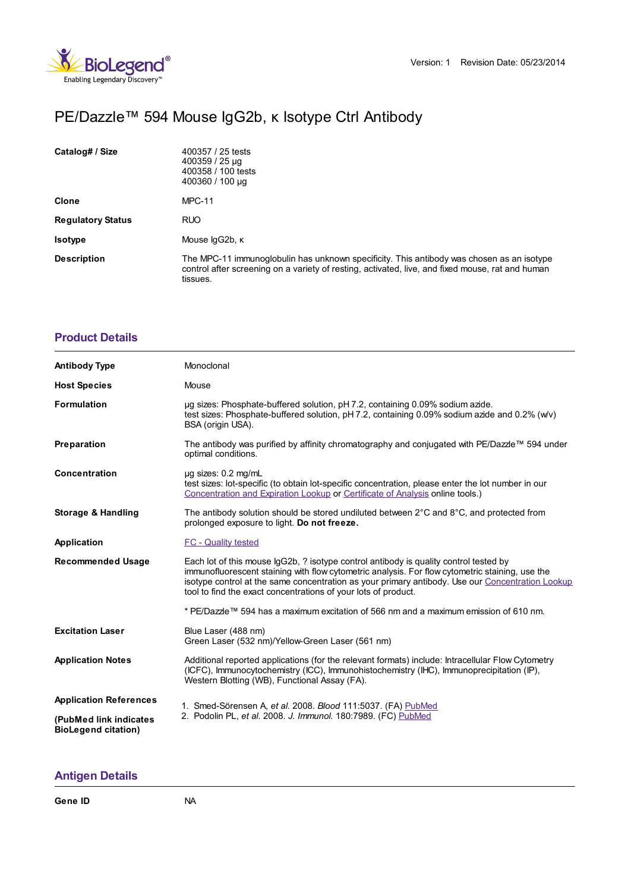Version: 1 Revision Date: 05/23/2014

# PE/Dazzle™ 594 Mouse IgG2b, κ Isotype Ctrl Antibody

| | |
|---|---|
| **Catalog# / Size** | 400357 / 25 tests<br>400359 / 25 µg<br>400358 / 100 tests<br>400360 / 100 µg |
| **Clone** | MPC-11 |
| **Regulatory Status** | RUO |
| **Isotype** | Mouse IgG2b, κ |
| **Description** | The MPC-11 immunoglobulin has unknown specificity. This antibody was chosen as an isotype control after screening on a variety of resting, activated, live, and fixed mouse, rat and human tissues. |

## Product Details

| | |
|---|---|
| **Antibody Type** | Monoclonal |
| **Host Species** | Mouse |
| **Formulation** | µg sizes: Phosphate-buffered solution, pH 7.2, containing 0.09% sodium azide.<br>test sizes: Phosphate-buffered solution, pH 7.2, containing 0.09% sodium azide and 0.2% (w/v) BSA (origin USA). |
| **Preparation** | The antibody was purified by affinity chromatography and conjugated with PE/Dazzle™ 594 under optimal conditions. |
| **Concentration** | µg sizes: 0.2 mg/mL<br>test sizes: lot-specific (to obtain lot-specific concentration, please enter the lot number in our Concentration and Expiration Lookup or Certificate of Analysis online tools.) |
| **Storage & Handling** | The antibody solution should be stored undiluted between 2°C and 8°C, and protected from prolonged exposure to light. **Do not freeze.** |
| **Application** | FC - Quality tested |
| **Recommended Usage** | Each lot of this mouse IgG2b, ? isotype control antibody is quality control tested by immunofluorescent staining with flow cytometric analysis. For flow cytometric staining, use the isotype control at the same concentration as your primary antibody. Use our Concentration Lookup tool to find the exact concentrations of your lots of product.<br><br>* PE/Dazzle™ 594 has a maximum excitation of 566 nm and a maximum emission of 610 nm. |
| **Excitation Laser** | Blue Laser (488 nm)<br>Green Laser (532 nm)/Yellow-Green Laser (561 nm) |
| **Application Notes** | Additional reported applications (for the relevant formats) include: Intracellular Flow Cytometry (ICFC), Immunocytochemistry (ICC), Immunohistochemistry (IHC), Immunoprecipitation (IP), Western Blotting (WB), Functional Assay (FA). |
| **Application References**<br><br>**(PubMed link indicates BioLegend citation)** | 1. Smed-Sörensen A, *et al.* 2008. *Blood* 111:5037. (FA) PubMed<br>2. Podolin PL, *et al.* 2008. *J. Immunol.* 180:7989. (FC) PubMed |

## Antigen Details

| | |
|---|---|
| **Gene ID** | NA |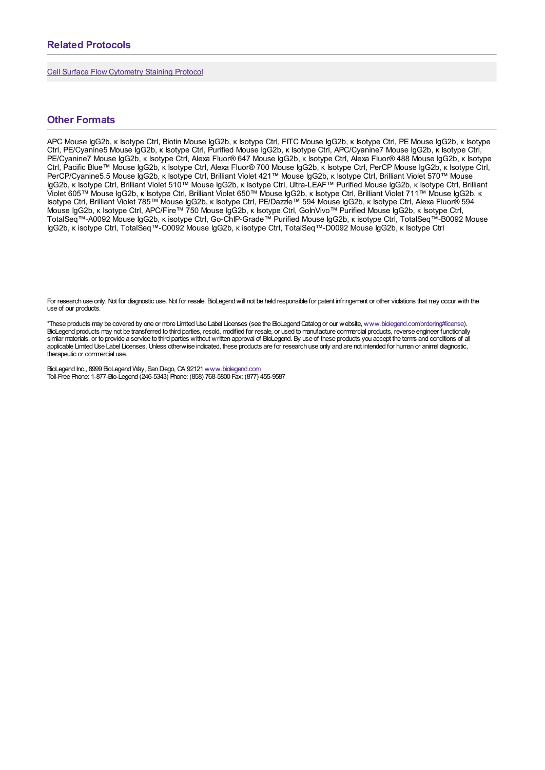## Related Protocols

[Cell Surface Flow Cytometry Staining Protocol]

## Other Formats

APC Mouse IgG2b, κ Isotype Ctrl, Biotin Mouse IgG2b, κ Isotype Ctrl, FITC Mouse IgG2b, κ Isotype Ctrl, PE Mouse IgG2b, κ Isotype Ctrl, PE/Cyanine5 Mouse IgG2b, κ Isotype Ctrl, Purified Mouse IgG2b, κ Isotype Ctrl, APC/Cyanine7 Mouse IgG2b, κ Isotype Ctrl, PE/Cyanine7 Mouse IgG2b, κ Isotype Ctrl, Alexa Fluor® 647 Mouse IgG2b, κ Isotype Ctrl, Alexa Fluor® 488 Mouse IgG2b, κ Isotype Ctrl, Pacific Blue™ Mouse IgG2b, κ Isotype Ctrl, Alexa Fluor® 700 Mouse IgG2b, κ Isotype Ctrl, PerCP Mouse IgG2b, κ Isotype Ctrl, PerCP/Cyanine5.5 Mouse IgG2b, κ Isotype Ctrl, Brilliant Violet 421™ Mouse IgG2b, κ Isotype Ctrl, Brilliant Violet 570™ Mouse IgG2b, κ Isotype Ctrl, Brilliant Violet 510™ Mouse IgG2b, κ Isotype Ctrl, Ultra-LEAF™ Purified Mouse IgG2b, κ Isotype Ctrl, Brilliant Violet 605™ Mouse IgG2b, κ Isotype Ctrl, Brilliant Violet 650™ Mouse IgG2b, κ Isotype Ctrl, Brilliant Violet 711™ Mouse IgG2b, κ Isotype Ctrl, Brilliant Violet 785™ Mouse IgG2b, κ Isotype Ctrl, PE/Dazzle™ 594 Mouse IgG2b, κ Isotype Ctrl, Alexa Fluor® 594 Mouse IgG2b, κ Isotype Ctrl, APC/Fire™ 750 Mouse IgG2b, κ Isotype Ctrl, GoInVivo™ Purified Mouse IgG2b, κ Isotype Ctrl, TotalSeq™-A0092 Mouse IgG2b, κ isotype Ctrl, Go-ChIP-Grade™ Purified Mouse IgG2b, κ isotype Ctrl, TotalSeq™-B0092 Mouse IgG2b, κ isotype Ctrl, TotalSeq™-C0092 Mouse IgG2b, κ isotype Ctrl, TotalSeq™-D0092 Mouse IgG2b, κ Isotype Ctrl

For research use only. Not for diagnostic use. Not for resale. BioLegend will not be held responsible for patent infringement or other violations that may occur with the use of our products.

*These products may be covered by one or more Limited Use Label Licenses (see the BioLegend Catalog or our website, www.biolegend.com/ordering#license). BioLegend products may not be transferred to third parties, resold, modified for resale, or used to manufacture commercial products, reverse engineer functionally similar materials, or to provide a service to third parties without written approval of BioLegend. By use of these products you accept the terms and conditions of all applicable Limited Use Label Licenses. Unless otherwise indicated, these products are for research use only and are not intended for human or animal diagnostic, therapeutic or commercial use.

BioLegend Inc., 8999 BioLegend Way, San Diego, CA 92121 www.biolegend.com
Toll-Free Phone: 1-877-Bio-Legend (246-5343) Phone: (858) 768-5800 Fax: (877) 455-9587